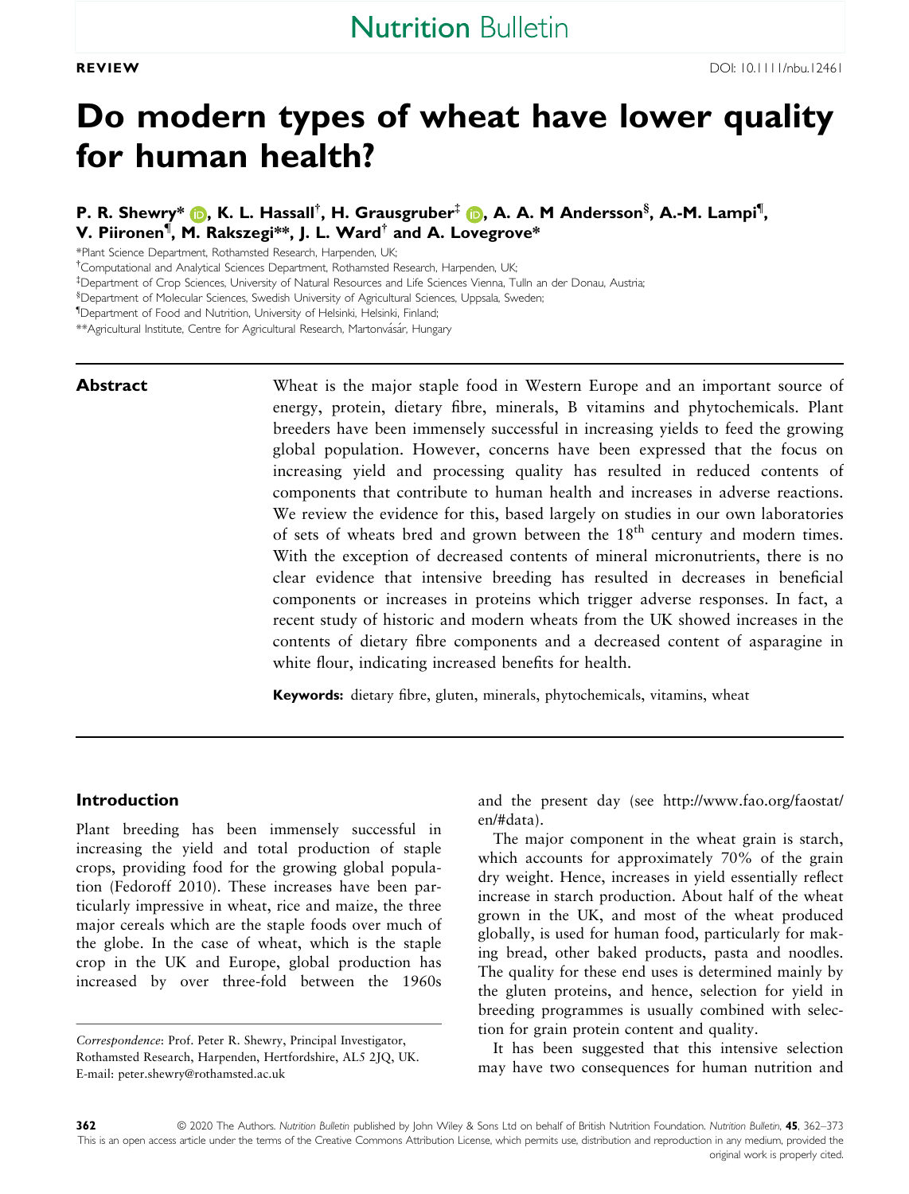**REVIEW**

DOI: 10.1111/nbu.12461

# Do modern types of wheat have lower quality for human health?

**P. R. Shewry\*, K. L. Hassall[†], H. Grausgruber[‡], A. A. M Andersson[§], A.-M. Lampi[¶], V. Piironen[¶], M. Rakszegi\*\*, J. L. Ward[†] and A. Lovegrove\***

\*Plant Science Department, Rothamsted Research, Harpenden, UK;
[†]Computational and Analytical Sciences Department, Rothamsted Research, Harpenden, UK;
[‡]Department of Crop Sciences, University of Natural Resources and Life Sciences Vienna, Tulln an der Donau, Austria;
[§]Department of Molecular Sciences, Swedish University of Agricultural Sciences, Uppsala, Sweden;
[¶]Department of Food and Nutrition, University of Helsinki, Helsinki, Finland;
\*\*Agricultural Institute, Centre for Agricultural Research, Martonvásár, Hungary

## Abstract

Wheat is the major staple food in Western Europe and an important source of energy, protein, dietary fibre, minerals, B vitamins and phytochemicals. Plant breeders have been immensely successful in increasing yields to feed the growing global population. However, concerns have been expressed that the focus on increasing yield and processing quality has resulted in reduced contents of components that contribute to human health and increases in adverse reactions. We review the evidence for this, based largely on studies in our own laboratories of sets of wheats bred and grown between the 18[th] century and modern times. With the exception of decreased contents of mineral micronutrients, there is no clear evidence that intensive breeding has resulted in decreases in beneficial components or increases in proteins which trigger adverse responses. In fact, a recent study of historic and modern wheats from the UK showed increases in the contents of dietary fibre components and a decreased content of asparagine in white flour, indicating increased benefits for health.

**Keywords:** dietary fibre, gluten, minerals, phytochemicals, vitamins, wheat

## Introduction

Plant breeding has been immensely successful in increasing the yield and total production of staple crops, providing food for the growing global population (Fedoroff 2010). These increases have been particularly impressive in wheat, rice and maize, the three major cereals which are the staple foods over much of the globe. In the case of wheat, which is the staple crop in the UK and Europe, global production has increased by over three-fold between the 1960s and the present day (see http://www.fao.org/faostat/en/#data).

The major component in the wheat grain is starch, which accounts for approximately 70% of the grain dry weight. Hence, increases in yield essentially reflect increase in starch production. About half of the wheat grown in the UK, and most of the wheat produced globally, is used for human food, particularly for making bread, other baked products, pasta and noodles. The quality for these end uses is determined mainly by the gluten proteins, and hence, selection for yield in breeding programmes is usually combined with selection for grain protein content and quality.

It has been suggested that this intensive selection may have two consequences for human nutrition and

*Correspondence*: Prof. Peter R. Shewry, Principal Investigator, Rothamsted Research, Harpenden, Hertfordshire, AL5 2JQ, UK. E-mail: peter.shewry@rothamsted.ac.uk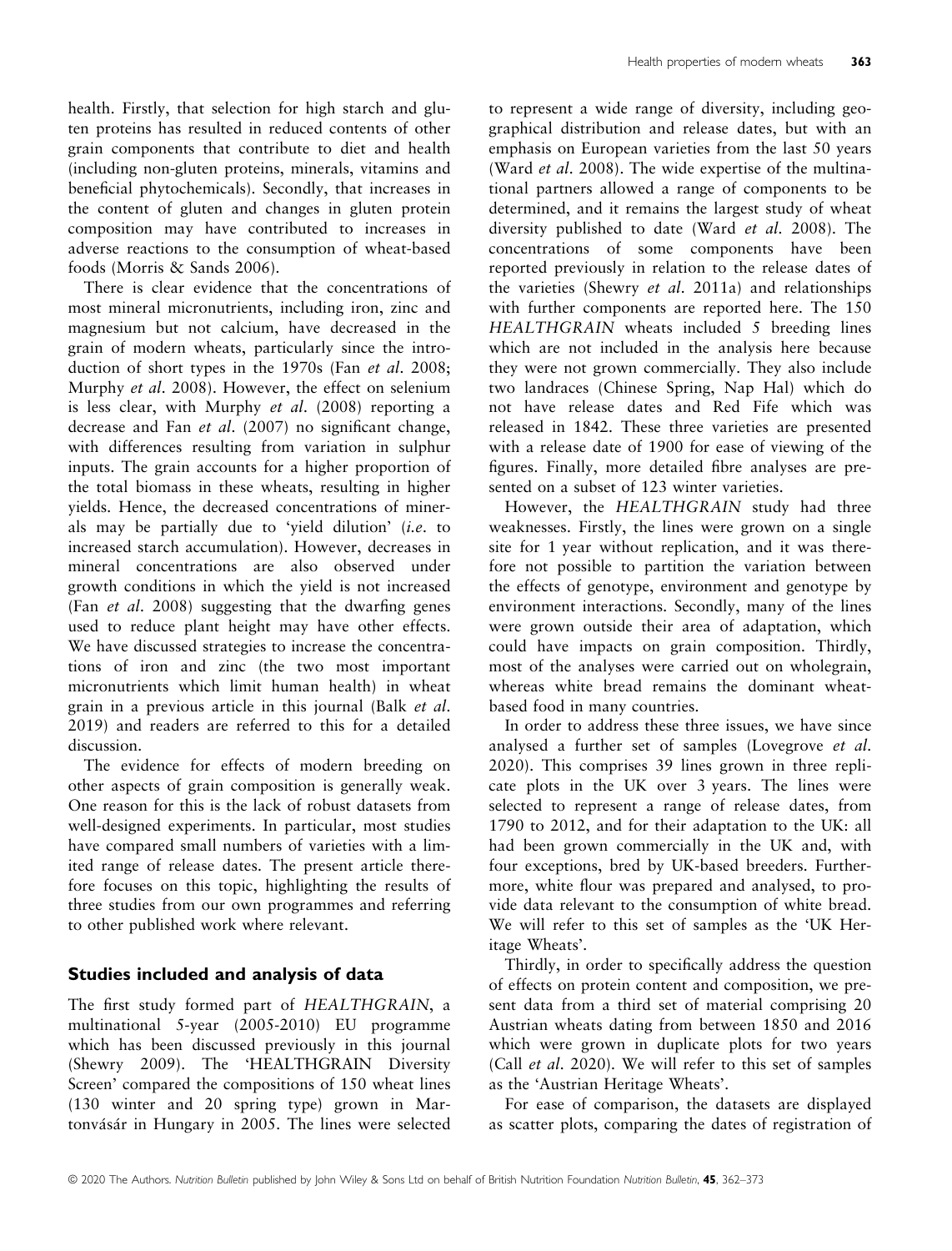health. Firstly, that selection for high starch and gluten proteins has resulted in reduced contents of other grain components that contribute to diet and health (including non-gluten proteins, minerals, vitamins and beneficial phytochemicals). Secondly, that increases in the content of gluten and changes in gluten protein composition may have contributed to increases in adverse reactions to the consumption of wheat-based foods (Morris & Sands 2006).

There is clear evidence that the concentrations of most mineral micronutrients, including iron, zinc and magnesium but not calcium, have decreased in the grain of modern wheats, particularly since the introduction of short types in the 1970s (Fan *et al.* 2008; Murphy *et al.* 2008). However, the effect on selenium is less clear, with Murphy *et al.* (2008) reporting a decrease and Fan *et al.* (2007) no significant change, with differences resulting from variation in sulphur inputs. The grain accounts for a higher proportion of the total biomass in these wheats, resulting in higher yields. Hence, the decreased concentrations of minerals may be partially due to 'yield dilution' (*i.e.* to increased starch accumulation). However, decreases in mineral concentrations are also observed under growth conditions in which the yield is not increased (Fan *et al.* 2008) suggesting that the dwarfing genes used to reduce plant height may have other effects. We have discussed strategies to increase the concentrations of iron and zinc (the two most important micronutrients which limit human health) in wheat grain in a previous article in this journal (Balk *et al.* 2019) and readers are referred to this for a detailed discussion.

The evidence for effects of modern breeding on other aspects of grain composition is generally weak. One reason for this is the lack of robust datasets from well-designed experiments. In particular, most studies have compared small numbers of varieties with a limited range of release dates. The present article therefore focuses on this topic, highlighting the results of three studies from our own programmes and referring to other published work where relevant.

## Studies included and analysis of data

The first study formed part of *HEALTHGRAIN*, a multinational 5-year (2005-2010) EU programme which has been discussed previously in this journal (Shewry 2009). The 'HEALTHGRAIN Diversity Screen' compared the compositions of 150 wheat lines (130 winter and 20 spring type) grown in Martonvásár in Hungary in 2005. The lines were selected to represent a wide range of diversity, including geographical distribution and release dates, but with an emphasis on European varieties from the last 50 years (Ward *et al.* 2008). The wide expertise of the multinational partners allowed a range of components to be determined, and it remains the largest study of wheat diversity published to date (Ward *et al.* 2008). The concentrations of some components have been reported previously in relation to the release dates of the varieties (Shewry *et al.* 2011a) and relationships with further components are reported here. The 150 *HEALTHGRAIN* wheats included 5 breeding lines which are not included in the analysis here because they were not grown commercially. They also include two landraces (Chinese Spring, Nap Hal) which do not have release dates and Red Fife which was released in 1842. These three varieties are presented with a release date of 1900 for ease of viewing of the figures. Finally, more detailed fibre analyses are presented on a subset of 123 winter varieties.

However, the *HEALTHGRAIN* study had three weaknesses. Firstly, the lines were grown on a single site for 1 year without replication, and it was therefore not possible to partition the variation between the effects of genotype, environment and genotype by environment interactions. Secondly, many of the lines were grown outside their area of adaptation, which could have impacts on grain composition. Thirdly, most of the analyses were carried out on wholegrain, whereas white bread remains the dominant wheat-based food in many countries.

In order to address these three issues, we have since analysed a further set of samples (Lovegrove *et al.* 2020). This comprises 39 lines grown in three replicate plots in the UK over 3 years. The lines were selected to represent a range of release dates, from 1790 to 2012, and for their adaptation to the UK: all had been grown commercially in the UK and, with four exceptions, bred by UK-based breeders. Furthermore, white flour was prepared and analysed, to provide data relevant to the consumption of white bread. We will refer to this set of samples as the 'UK Heritage Wheats'.

Thirdly, in order to specifically address the question of effects on protein content and composition, we present data from a third set of material comprising 20 Austrian wheats dating from between 1850 and 2016 which were grown in duplicate plots for two years (Call *et al.* 2020). We will refer to this set of samples as the 'Austrian Heritage Wheats'.

For ease of comparison, the datasets are displayed as scatter plots, comparing the dates of registration of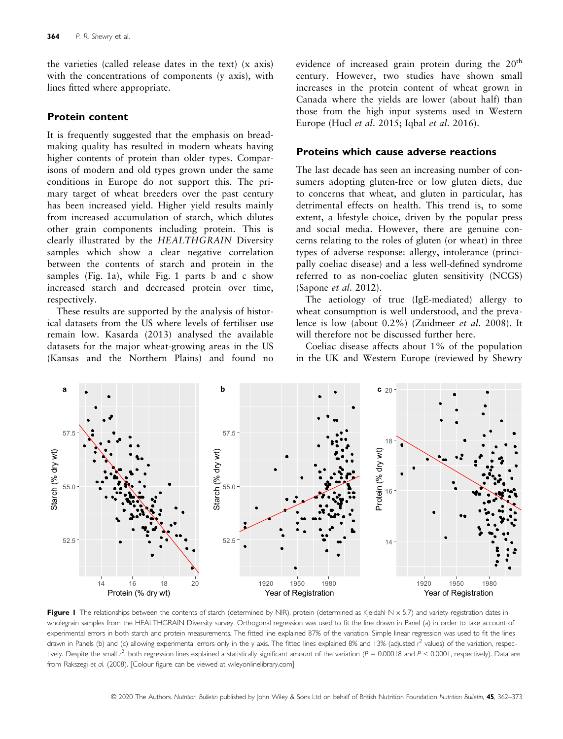the varieties (called release dates in the text) (x axis) with the concentrations of components (y axis), with lines fitted where appropriate.

## Protein content

It is frequently suggested that the emphasis on breadmaking quality has resulted in modern wheats having higher contents of protein than older types. Comparisons of modern and old types grown under the same conditions in Europe do not support this. The primary target of wheat breeders over the past century has been increased yield. Higher yield results mainly from increased accumulation of starch, which dilutes other grain components including protein. This is clearly illustrated by the *HEALTHGRAIN* Diversity samples which show a clear negative correlation between the contents of starch and protein in the samples (Fig. 1a), while Fig. 1 parts b and c show increased starch and decreased protein over time, respectively.

These results are supported by the analysis of historical datasets from the US where levels of fertiliser use remain low. Kasarda (2013) analysed the available datasets for the major wheat-growing areas in the US (Kansas and the Northern Plains) and found no evidence of increased grain protein during the 20th century. However, two studies have shown small increases in the protein content of wheat grown in Canada where the yields are lower (about half) than those from the high input systems used in Western Europe (Hucl *et al*. 2015; Iqbal *et al*. 2016).

## Proteins which cause adverse reactions

The last decade has seen an increasing number of consumers adopting gluten-free or low gluten diets, due to concerns that wheat, and gluten in particular, has detrimental effects on health. This trend is, to some extent, a lifestyle choice, driven by the popular press and social media. However, there are genuine concerns relating to the roles of gluten (or wheat) in three types of adverse response: allergy, intolerance (principally coeliac disease) and a less well-defined syndrome referred to as non-coeliac gluten sensitivity (NCGS) (Sapone *et al*. 2012).

The aetiology of true (IgE-mediated) allergy to wheat consumption is well understood, and the prevalence is low (about 0.2%) (Zuidmeer *et al*. 2008). It will therefore not be discussed further here.

Coeliac disease affects about 1% of the population in the UK and Western Europe (reviewed by Shewry

**Figure 1** The relationships between the contents of starch (determined by NIR), protein (determined as Kjeldahl N x 5.7) and variety registration dates in wholegrain samples from the HEALTHGRAIN Diversity survey. Orthogonal regression was used to fit the line drawn in Panel (a) in order to take account of experimental errors in both starch and protein measurements. The fitted line explained 87% of the variation. Simple linear regression was used to fit the lines drawn in Panels (b) and (c) allowing experimental errors only in the y axis. The fitted lines explained 8% and 13% (adjusted $r^2$ values) of the variation, respectively. Despite the small $r^2$, both regression lines explained a statistically significant amount of the variation ($P = 0.00018$ and $P < 0.0001$, respectively). Data are from Rakszegi *et al*. (2008). [Colour figure can be viewed at wileyonlinelibrary.com]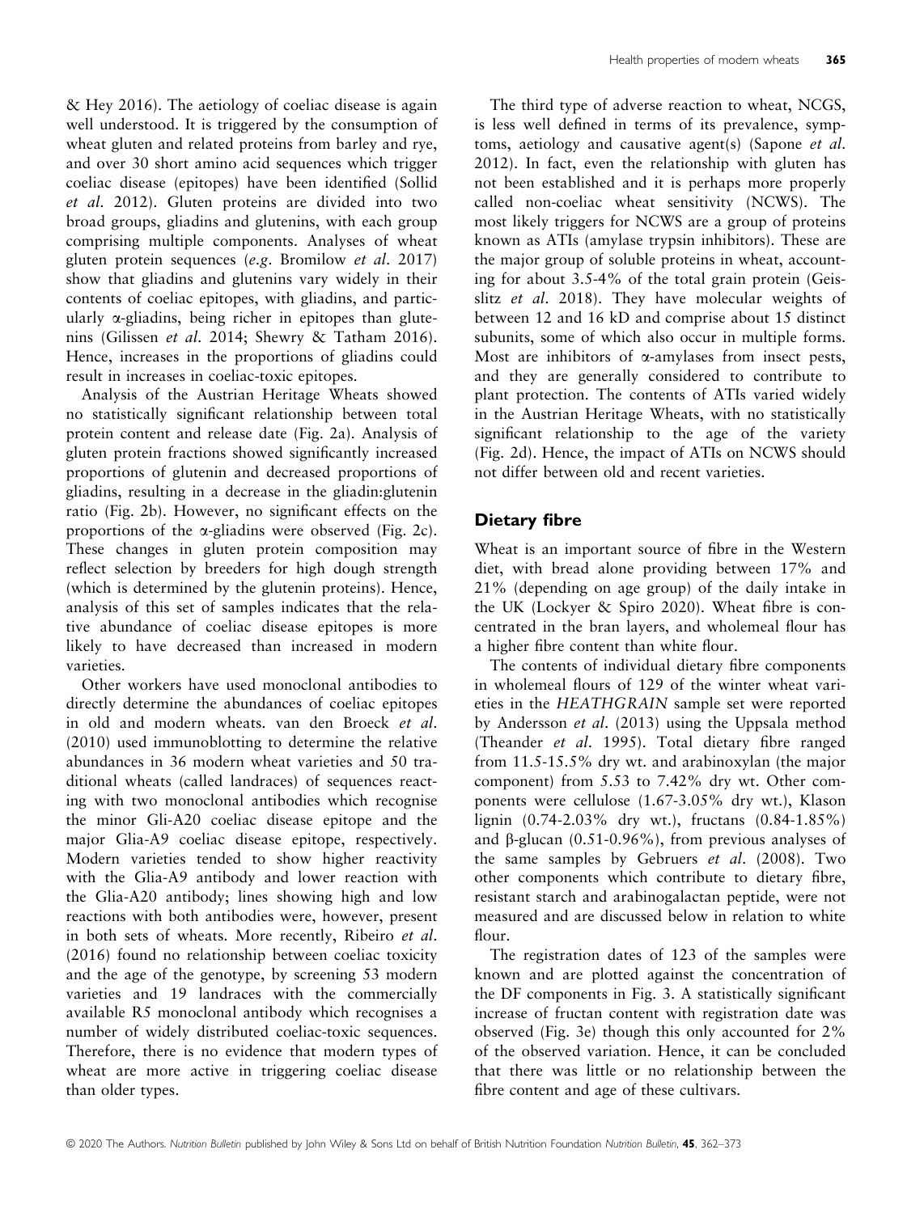& Hey 2016). The aetiology of coeliac disease is again well understood. It is triggered by the consumption of wheat gluten and related proteins from barley and rye, and over 30 short amino acid sequences which trigger coeliac disease (epitopes) have been identified (Sollid *et al*. 2012). Gluten proteins are divided into two broad groups, gliadins and glutenins, with each group comprising multiple components. Analyses of wheat gluten protein sequences (*e.g*. Bromilow *et al*. 2017) show that gliadins and glutenins vary widely in their contents of coeliac epitopes, with gliadins, and particularly α-gliadins, being richer in epitopes than glutenins (Gilissen *et al*. 2014; Shewry & Tatham 2016). Hence, increases in the proportions of gliadins could result in increases in coeliac-toxic epitopes.

Analysis of the Austrian Heritage Wheats showed no statistically significant relationship between total protein content and release date (Fig. 2a). Analysis of gluten protein fractions showed significantly increased proportions of glutenin and decreased proportions of gliadins, resulting in a decrease in the gliadin:glutenin ratio (Fig. 2b). However, no significant effects on the proportions of the α-gliadins were observed (Fig. 2c). These changes in gluten protein composition may reflect selection by breeders for high dough strength (which is determined by the glutenin proteins). Hence, analysis of this set of samples indicates that the relative abundance of coeliac disease epitopes is more likely to have decreased than increased in modern varieties.

Other workers have used monoclonal antibodies to directly determine the abundances of coeliac epitopes in old and modern wheats. van den Broeck *et al*. (2010) used immunoblotting to determine the relative abundances in 36 modern wheat varieties and 50 traditional wheats (called landraces) of sequences reacting with two monoclonal antibodies which recognise the minor Gli-A20 coeliac disease epitope and the major Glia-A9 coeliac disease epitope, respectively. Modern varieties tended to show higher reactivity with the Glia-A9 antibody and lower reaction with the Glia-A20 antibody; lines showing high and low reactions with both antibodies were, however, present in both sets of wheats. More recently, Ribeiro *et al*. (2016) found no relationship between coeliac toxicity and the age of the genotype, by screening 53 modern varieties and 19 landraces with the commercially available R5 monoclonal antibody which recognises a number of widely distributed coeliac-toxic sequences. Therefore, there is no evidence that modern types of wheat are more active in triggering coeliac disease than older types.

The third type of adverse reaction to wheat, NCGS, is less well defined in terms of its prevalence, symptoms, aetiology and causative agent(s) (Sapone *et al*. 2012). In fact, even the relationship with gluten has not been established and it is perhaps more properly called non-coeliac wheat sensitivity (NCWS). The most likely triggers for NCWS are a group of proteins known as ATIs (amylase trypsin inhibitors). These are the major group of soluble proteins in wheat, accounting for about 3.5-4% of the total grain protein (Geisslitz *et al*. 2018). They have molecular weights of between 12 and 16 kD and comprise about 15 distinct subunits, some of which also occur in multiple forms. Most are inhibitors of α-amylases from insect pests, and they are generally considered to contribute to plant protection. The contents of ATIs varied widely in the Austrian Heritage Wheats, with no statistically significant relationship to the age of the variety (Fig. 2d). Hence, the impact of ATIs on NCWS should not differ between old and recent varieties.

## Dietary fibre

Wheat is an important source of fibre in the Western diet, with bread alone providing between 17% and 21% (depending on age group) of the daily intake in the UK (Lockyer & Spiro 2020). Wheat fibre is concentrated in the bran layers, and wholemeal flour has a higher fibre content than white flour.

The contents of individual dietary fibre components in wholemeal flours of 129 of the winter wheat varieties in the *HEATHGRAIN* sample set were reported by Andersson *et al*. (2013) using the Uppsala method (Theander *et al*. 1995). Total dietary fibre ranged from 11.5-15.5% dry wt. and arabinoxylan (the major component) from 5.53 to 7.42% dry wt. Other components were cellulose (1.67-3.05% dry wt.), Klason lignin (0.74-2.03% dry wt.), fructans (0.84-1.85%) and β-glucan (0.51-0.96%), from previous analyses of the same samples by Gebruers *et al*. (2008). Two other components which contribute to dietary fibre, resistant starch and arabinogalactan peptide, were not measured and are discussed below in relation to white flour.

The registration dates of 123 of the samples were known and are plotted against the concentration of the DF components in Fig. 3. A statistically significant increase of fructan content with registration date was observed (Fig. 3e) though this only accounted for 2% of the observed variation. Hence, it can be concluded that there was little or no relationship between the fibre content and age of these cultivars.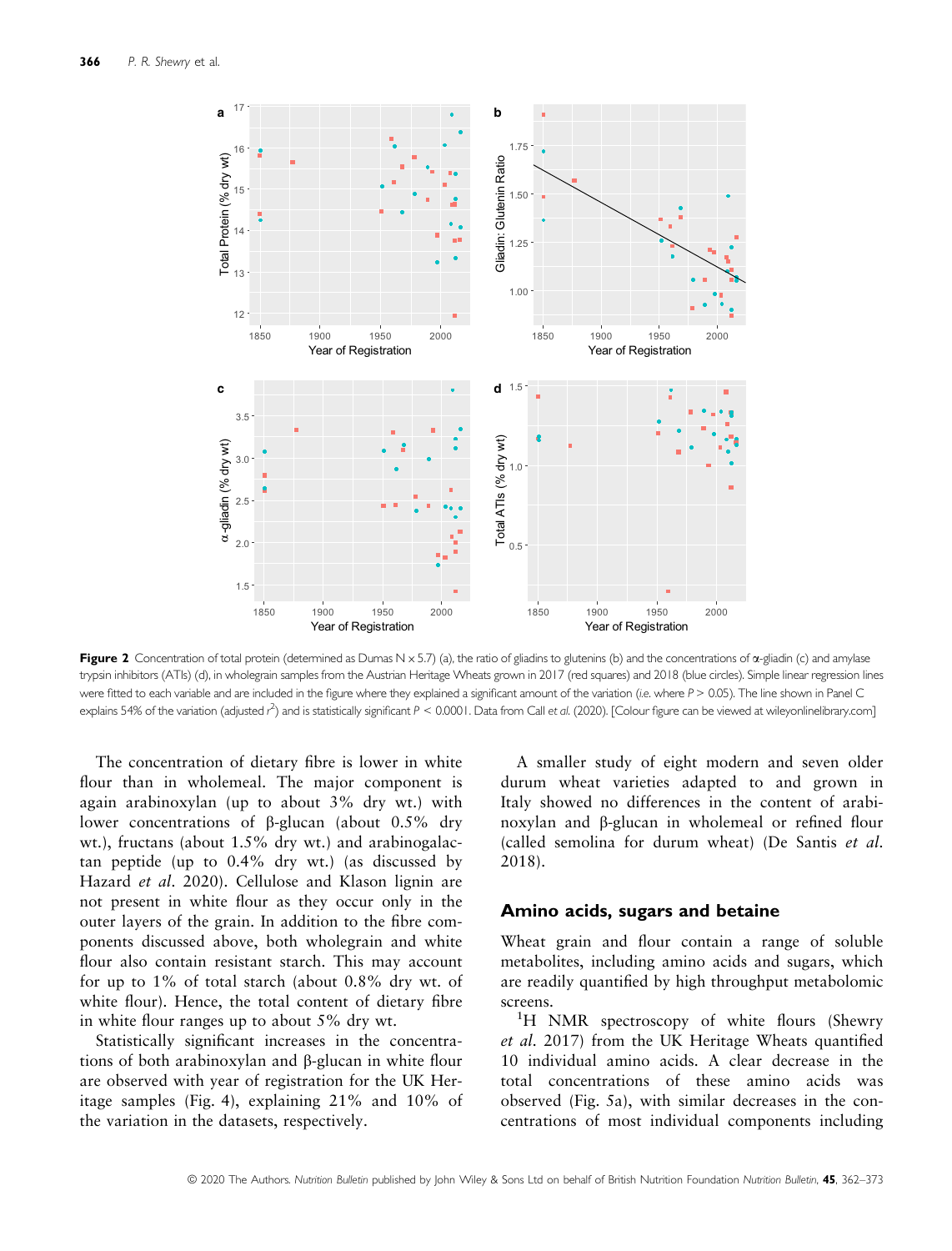**Figure 2** Concentration of total protein (determined as Dumas N × 5.7) (a), the ratio of gliadins to glutenins (b) and the concentrations of α-gliadin (c) and amylase trypsin inhibitors (ATIs) (d), in wholegrain samples from the Austrian Heritage Wheats grown in 2017 (red squares) and 2018 (blue circles). Simple linear regression lines were fitted to each variable and are included in the figure where they explained a significant amount of the variation (*i.e.* where $P > 0.05$). The line shown in Panel C explains 54% of the variation (adjusted $r^2$) and is statistically significant $P < 0.0001$. Data from Call *et al.* (2020). [Colour figure can be viewed at wileyonlinelibrary.com]

The concentration of dietary fibre is lower in white flour than in wholemeal. The major component is again arabinoxylan (up to about 3% dry wt.) with lower concentrations of β-glucan (about 0.5% dry wt.), fructans (about 1.5% dry wt.) and arabinogalactan peptide (up to 0.4% dry wt.) (as discussed by Hazard *et al*. 2020). Cellulose and Klason lignin are not present in white flour as they occur only in the outer layers of the grain. In addition to the fibre components discussed above, both wholegrain and white flour also contain resistant starch. This may account for up to 1% of total starch (about 0.8% dry wt. of white flour). Hence, the total content of dietary fibre in white flour ranges up to about 5% dry wt.

Statistically significant increases in the concentrations of both arabinoxylan and β-glucan in white flour are observed with year of registration for the UK Heritage samples (Fig. 4), explaining 21% and 10% of the variation in the datasets, respectively.

A smaller study of eight modern and seven older durum wheat varieties adapted to and grown in Italy showed no differences in the content of arabinoxylan and β-glucan in wholemeal or refined flour (called semolina for durum wheat) (De Santis *et al*. 2018).

## Amino acids, sugars and betaine

Wheat grain and flour contain a range of soluble metabolites, including amino acids and sugars, which are readily quantified by high throughput metabolomic screens.

$^1$H NMR spectroscopy of white flours (Shewry *et al*. 2017) from the UK Heritage Wheats quantified 10 individual amino acids. A clear decrease in the total concentrations of these amino acids was observed (Fig. 5a), with similar decreases in the concentrations of most individual components including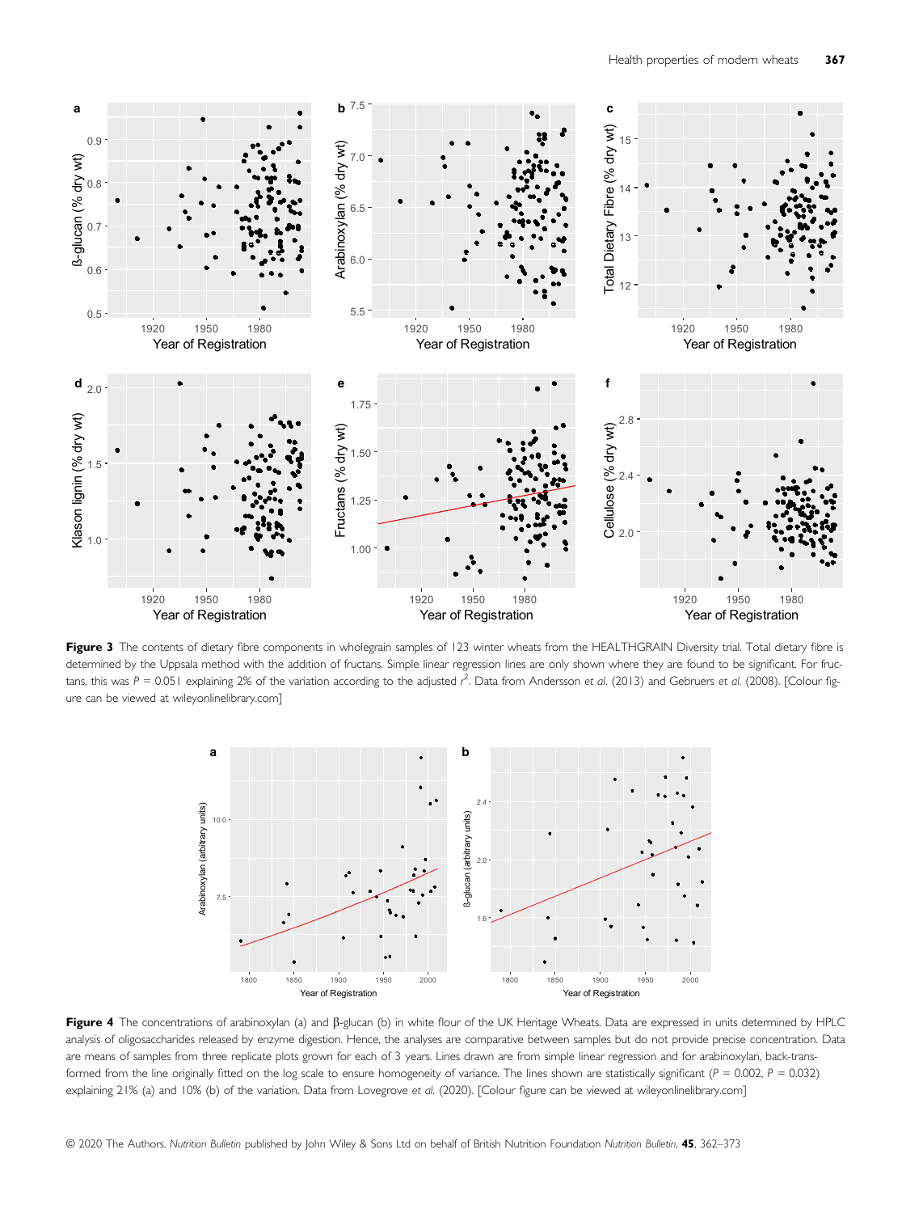**Figure 3** The contents of dietary fibre components in wholegrain samples of 123 winter wheats from the HEALTHGRAIN Diversity trial. Total dietary fibre is determined by the Uppsala method with the addition of fructans. Simple linear regression lines are only shown where they are found to be significant. For fructans, this was $P = 0.051$ explaining 2% of the variation according to the adjusted $r^2$. Data from Andersson *et al*. (2013) and Gebruers *et al*. (2008). [Colour figure can be viewed at wileyonlinelibrary.com]

**Figure 4** The concentrations of arabinoxylan (a) and β-glucan (b) in white flour of the UK Heritage Wheats. Data are expressed in units determined by HPLC analysis of oligosaccharides released by enzyme digestion. Hence, the analyses are comparative between samples but do not provide precise concentration. Data are means of samples from three replicate plots grown for each of 3 years. Lines drawn are from simple linear regression and for arabinoxylan, back-transformed from the line originally fitted on the log scale to ensure homogeneity of variance. The lines shown are statistically significant ($P = 0.002$, $P = 0.032$) explaining 21% (a) and 10% (b) of the variation. Data from Lovegrove *et al*. (2020). [Colour figure can be viewed at wileyonlinelibrary.com]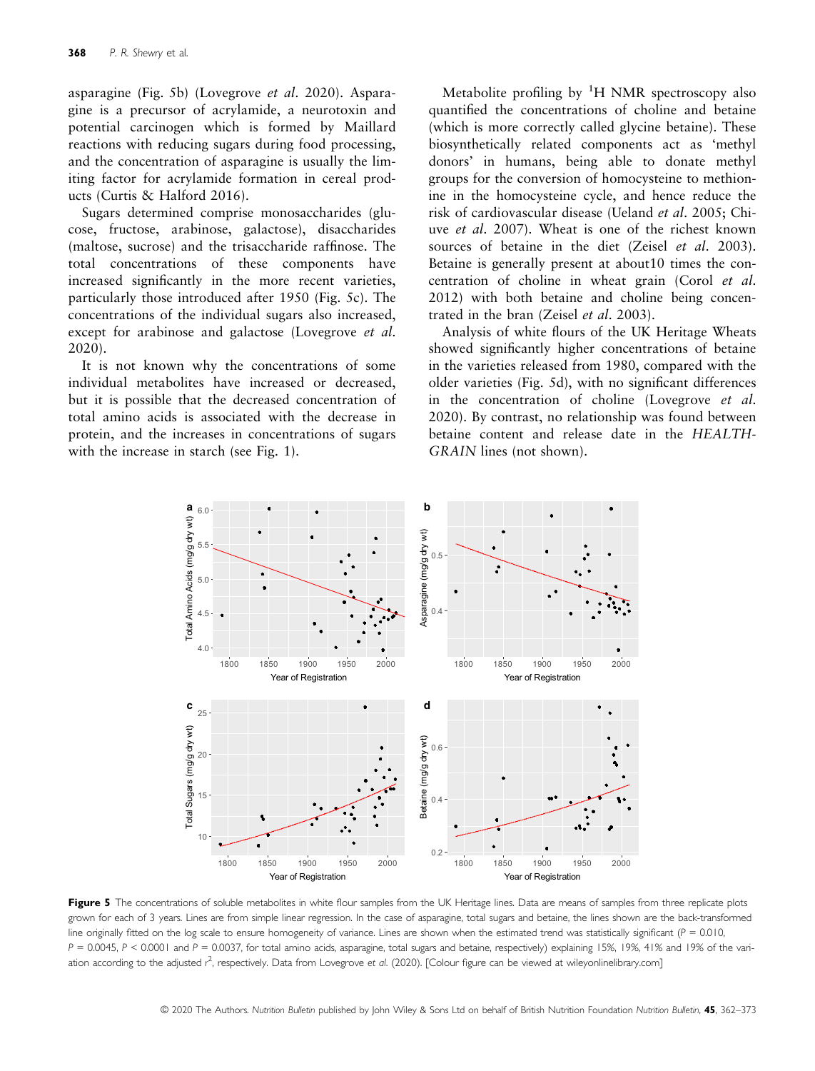asparagine (Fig. 5b) (Lovegrove *et al*. 2020). Asparagine is a precursor of acrylamide, a neurotoxin and potential carcinogen which is formed by Maillard reactions with reducing sugars during food processing, and the concentration of asparagine is usually the limiting factor for acrylamide formation in cereal products (Curtis & Halford 2016).

Sugars determined comprise monosaccharides (glucose, fructose, arabinose, galactose), disaccharides (maltose, sucrose) and the trisaccharide raffinose. The total concentrations of these components have increased significantly in the more recent varieties, particularly those introduced after 1950 (Fig. 5c). The concentrations of the individual sugars also increased, except for arabinose and galactose (Lovegrove *et al*. 2020).

It is not known why the concentrations of some individual metabolites have increased or decreased, but it is possible that the decreased concentration of total amino acids is associated with the decrease in protein, and the increases in concentrations of sugars with the increase in starch (see Fig. 1).

Metabolite profiling by $^{1}$H NMR spectroscopy also quantified the concentrations of choline and betaine (which is more correctly called glycine betaine). These biosynthetically related components act as 'methyl donors' in humans, being able to donate methyl groups for the conversion of homocysteine to methionine in the homocysteine cycle, and hence reduce the risk of cardiovascular disease (Ueland *et al*. 2005; Chiuve *et al*. 2007). Wheat is one of the richest known sources of betaine in the diet (Zeisel *et al*. 2003). Betaine is generally present at about10 times the concentration of choline in wheat grain (Corol *et al*. 2012) with both betaine and choline being concentrated in the bran (Zeisel *et al*. 2003).

Analysis of white flours of the UK Heritage Wheats showed significantly higher concentrations of betaine in the varieties released from 1980, compared with the older varieties (Fig. 5d), with no significant differences in the concentration of choline (Lovegrove *et al*. 2020). By contrast, no relationship was found between betaine content and release date in the *HEALTHGRAIN* lines (not shown).

**Figure 5** The concentrations of soluble metabolites in white flour samples from the UK Heritage lines. Data are means of samples from three replicate plots grown for each of 3 years. Lines are from simple linear regression. In the case of asparagine, total sugars and betaine, the lines shown are the back-transformed line originally fitted on the log scale to ensure homogeneity of variance. Lines are shown when the estimated trend was statistically significant ($P = 0.010$, $P = 0.0045$, $P < 0.0001$ and $P = 0.0037$, for total amino acids, asparagine, total sugars and betaine, respectively) explaining 15%, 19%, 41% and 19% of the variation according to the adjusted $r^2$, respectively. Data from Lovegrove *et al*. (2020). [Colour figure can be viewed at wileyonlinelibrary.com]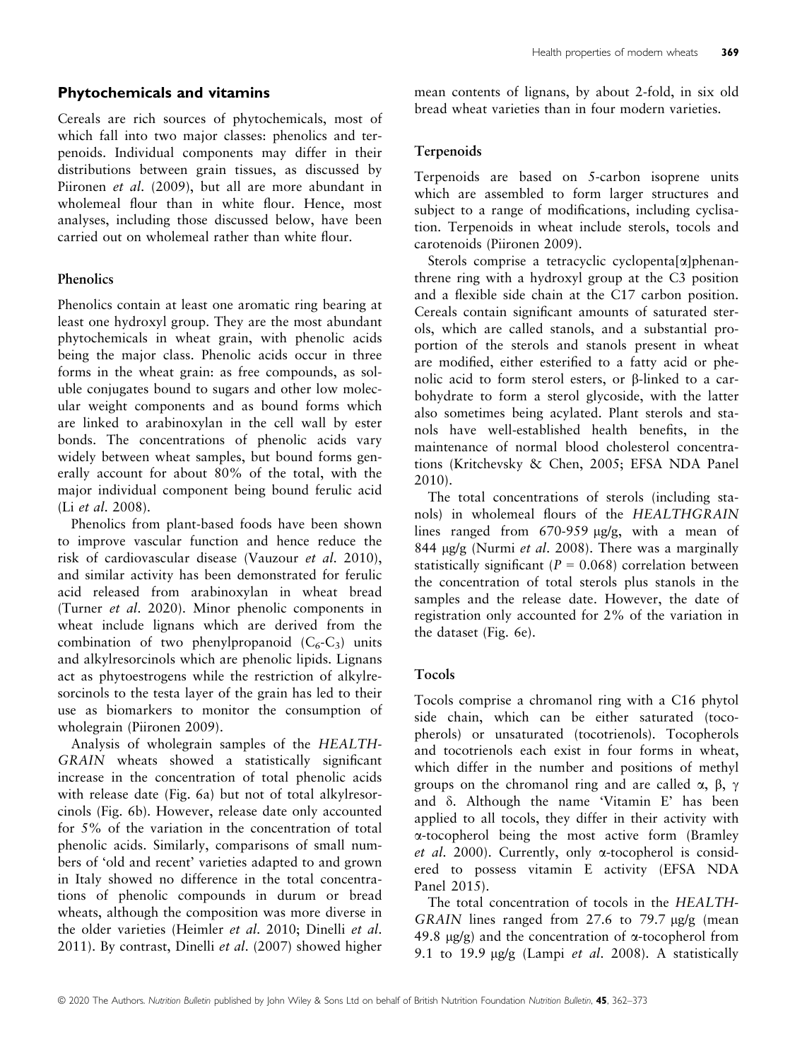## Phytochemicals and vitamins

Cereals are rich sources of phytochemicals, most of which fall into two major classes: phenolics and terpenoids. Individual components may differ in their distributions between grain tissues, as discussed by Piironen *et al.* (2009), but all are more abundant in wholemeal flour than in white flour. Hence, most analyses, including those discussed below, have been carried out on wholemeal rather than white flour.

### Phenolics

Phenolics contain at least one aromatic ring bearing at least one hydroxyl group. They are the most abundant phytochemicals in wheat grain, with phenolic acids being the major class. Phenolic acids occur in three forms in the wheat grain: as free compounds, as soluble conjugates bound to sugars and other low molecular weight components and as bound forms which are linked to arabinoxylan in the cell wall by ester bonds. The concentrations of phenolic acids vary widely between wheat samples, but bound forms generally account for about 80% of the total, with the major individual component being bound ferulic acid (Li *et al.* 2008).

Phenolics from plant-based foods have been shown to improve vascular function and hence reduce the risk of cardiovascular disease (Vauzour *et al.* 2010), and similar activity has been demonstrated for ferulic acid released from arabinoxylan in wheat bread (Turner *et al.* 2020). Minor phenolic components in wheat include lignans which are derived from the combination of two phenylpropanoid ($C_6$-$C_3$) units and alkylresorcinols which are phenolic lipids. Lignans act as phytoestrogens while the restriction of alkylresorcinols to the testa layer of the grain has led to their use as biomarkers to monitor the consumption of wholegrain (Piironen 2009).

Analysis of wholegrain samples of the *HEALTHGRAIN* wheats showed a statistically significant increase in the concentration of total phenolic acids with release date (Fig. 6a) but not of total alkylresorcinols (Fig. 6b). However, release date only accounted for 5% of the variation in the concentration of total phenolic acids. Similarly, comparisons of small numbers of 'old and recent' varieties adapted to and grown in Italy showed no difference in the total concentrations of phenolic compounds in durum or bread wheats, although the composition was more diverse in the older varieties (Heimler *et al.* 2010; Dinelli *et al.* 2011). By contrast, Dinelli *et al.* (2007) showed higher mean contents of lignans, by about 2-fold, in six old bread wheat varieties than in four modern varieties.

### Terpenoids

Terpenoids are based on 5-carbon isoprene units which are assembled to form larger structures and subject to a range of modifications, including cyclisation. Terpenoids in wheat include sterols, tocols and carotenoids (Piironen 2009).

Sterols comprise a tetracyclic cyclopenta[α]phenanthrene ring with a hydroxyl group at the C3 position and a flexible side chain at the C17 carbon position. Cereals contain significant amounts of saturated sterols, which are called stanols, and a substantial proportion of the sterols and stanols present in wheat are modified, either esterified to a fatty acid or phenolic acid to form sterol esters, or β-linked to a carbohydrate to form a sterol glycoside, with the latter also sometimes being acylated. Plant sterols and stanols have well-established health benefits, in the maintenance of normal blood cholesterol concentrations (Kritchevsky & Chen, 2005; EFSA NDA Panel 2010).

The total concentrations of sterols (including stanols) in wholemeal flours of the *HEALTHGRAIN* lines ranged from 670-959 μg/g, with a mean of 844 μg/g (Nurmi *et al.* 2008). There was a marginally statistically significant ($P = 0.068$) correlation between the concentration of total sterols plus stanols in the samples and the release date. However, the date of registration only accounted for 2% of the variation in the dataset (Fig. 6e).

### Tocols

Tocols comprise a chromanol ring with a C16 phytol side chain, which can be either saturated (tocopherols) or unsaturated (tocotrienols). Tocopherols and tocotrienols each exist in four forms in wheat, which differ in the number and positions of methyl groups on the chromanol ring and are called α, β, γ and δ. Although the name 'Vitamin E' has been applied to all tocols, they differ in their activity with α-tocopherol being the most active form (Bramley *et al.* 2000). Currently, only α-tocopherol is considered to possess vitamin E activity (EFSA NDA Panel 2015).

The total concentration of tocols in the *HEALTHGRAIN* lines ranged from 27.6 to 79.7 μg/g (mean 49.8 μg/g) and the concentration of α-tocopherol from 9.1 to 19.9 μg/g (Lampi *et al.* 2008). A statistically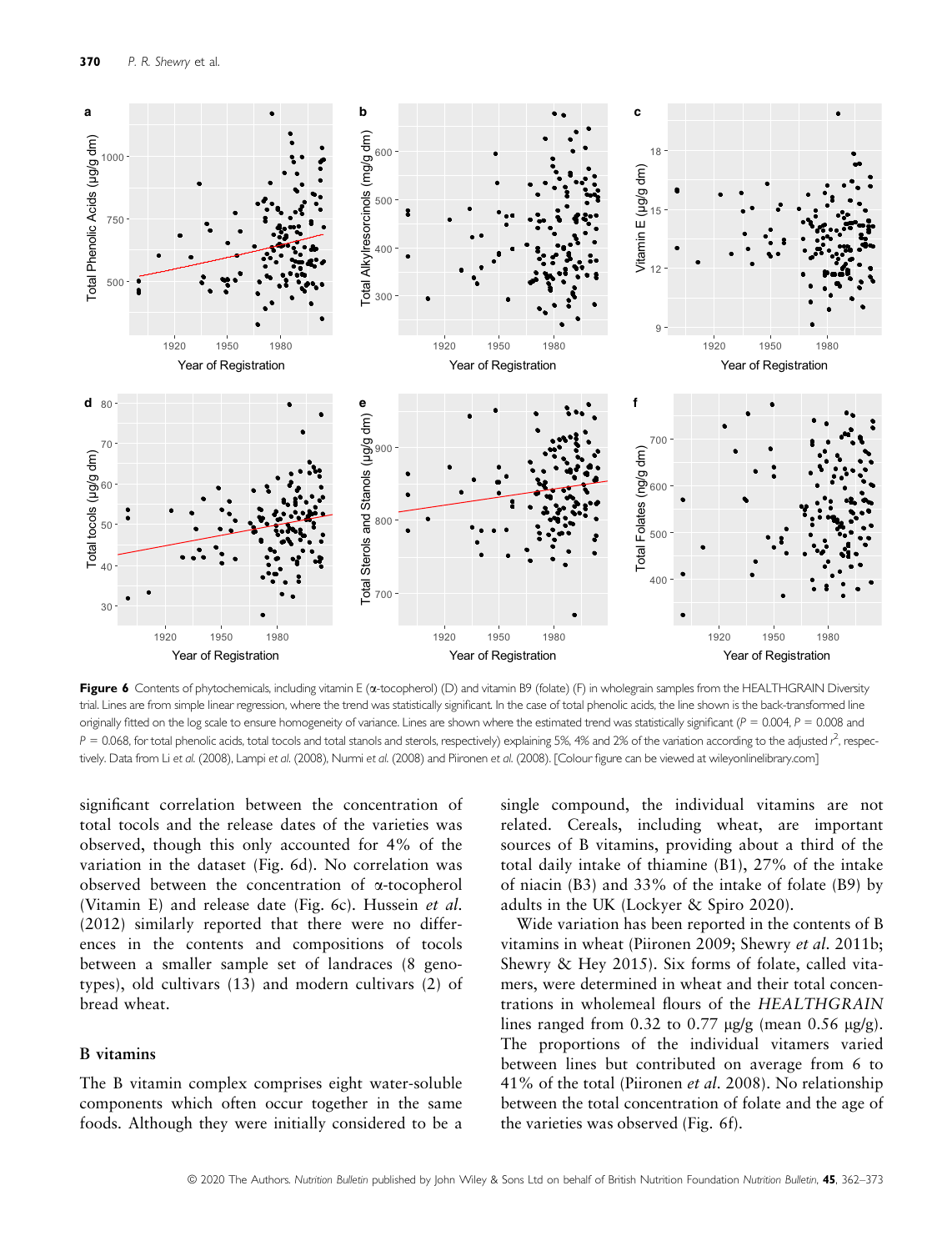**Figure 6** Contents of phytochemicals, including vitamin E (α-tocopherol) (D) and vitamin B9 (folate) (F) in wholegrain samples from the HEALTHGRAIN Diversity trial. Lines are from simple linear regression, where the trend was statistically significant. In the case of total phenolic acids, the line shown is the back-transformed line originally fitted on the log scale to ensure homogeneity of variance. Lines are shown where the estimated trend was statistically significant ($P$ = 0.004, $P$ = 0.008 and $P$ = 0.068, for total phenolic acids, total tocols and total stanols and sterols, respectively) explaining 5%, 4% and 2% of the variation according to the adjusted $r^2$, respectively. Data from Li *et al.* (2008), Lampi *et al.* (2008), Nurmi *et al.* (2008) and Piironen *et al.* (2008). [Colour figure can be viewed at wileyonlinelibrary.com]

significant correlation between the concentration of total tocols and the release dates of the varieties was observed, though this only accounted for 4% of the variation in the dataset (Fig. 6d). No correlation was observed between the concentration of α-tocopherol (Vitamin E) and release date (Fig. 6c). Hussein *et al.* (2012) similarly reported that there were no differences in the contents and compositions of tocols between a smaller sample set of landraces (8 genotypes), old cultivars (13) and modern cultivars (2) of bread wheat.

## B vitamins

The B vitamin complex comprises eight water-soluble components which often occur together in the same foods. Although they were initially considered to be a single compound, the individual vitamins are not related. Cereals, including wheat, are important sources of B vitamins, providing about a third of the total daily intake of thiamine (B1), 27% of the intake of niacin (B3) and 33% of the intake of folate (B9) by adults in the UK (Lockyer & Spiro 2020).

Wide variation has been reported in the contents of B vitamins in wheat (Piironen 2009; Shewry *et al.* 2011b; Shewry & Hey 2015). Six forms of folate, called vitamers, were determined in wheat and their total concentrations in wholemeal flours of the *HEALTHGRAIN* lines ranged from 0.32 to 0.77 μg/g (mean 0.56 μg/g). The proportions of the individual vitamers varied between lines but contributed on average from 6 to 41% of the total (Piironen *et al.* 2008). No relationship between the total concentration of folate and the age of the varieties was observed (Fig. 6f).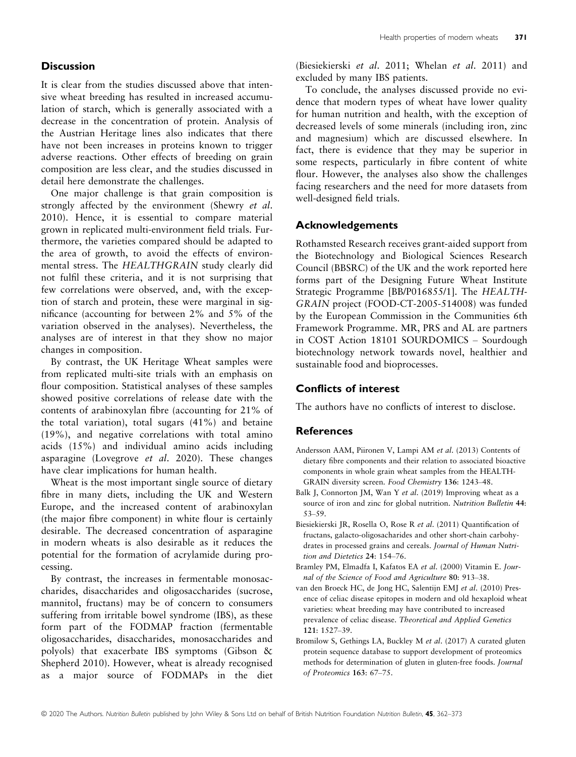## Discussion

It is clear from the studies discussed above that intensive wheat breeding has resulted in increased accumulation of starch, which is generally associated with a decrease in the concentration of protein. Analysis of the Austrian Heritage lines also indicates that there have not been increases in proteins known to trigger adverse reactions. Other effects of breeding on grain composition are less clear, and the studies discussed in detail here demonstrate the challenges.

One major challenge is that grain composition is strongly affected by the environment (Shewry *et al.* 2010). Hence, it is essential to compare material grown in replicated multi-environment field trials. Furthermore, the varieties compared should be adapted to the area of growth, to avoid the effects of environmental stress. The *HEALTHGRAIN* study clearly did not fulfil these criteria, and it is not surprising that few correlations were observed, and, with the exception of starch and protein, these were marginal in significance (accounting for between 2% and 5% of the variation observed in the analyses). Nevertheless, the analyses are of interest in that they show no major changes in composition.

By contrast, the UK Heritage Wheat samples were from replicated multi-site trials with an emphasis on flour composition. Statistical analyses of these samples showed positive correlations of release date with the contents of arabinoxylan fibre (accounting for 21% of the total variation), total sugars (41%) and betaine (19%), and negative correlations with total amino acids (15%) and individual amino acids including asparagine (Lovegrove *et al.* 2020). These changes have clear implications for human health.

Wheat is the most important single source of dietary fibre in many diets, including the UK and Western Europe, and the increased content of arabinoxylan (the major fibre component) in white flour is certainly desirable. The decreased concentration of asparagine in modern wheats is also desirable as it reduces the potential for the formation of acrylamide during processing.

By contrast, the increases in fermentable monosaccharides, disaccharides and oligosaccharides (sucrose, mannitol, fructans) may be of concern to consumers suffering from irritable bowel syndrome (IBS), as these form part of the FODMAP fraction (fermentable oligosaccharides, disaccharides, monosaccharides and polyols) that exacerbate IBS symptoms (Gibson & Shepherd 2010). However, wheat is already recognised as a major source of FODMAPs in the diet (Biesiekierski *et al.* 2011; Whelan *et al.* 2011) and excluded by many IBS patients.

To conclude, the analyses discussed provide no evidence that modern types of wheat have lower quality for human nutrition and health, with the exception of decreased levels of some minerals (including iron, zinc and magnesium) which are discussed elsewhere. In fact, there is evidence that they may be superior in some respects, particularly in fibre content of white flour. However, the analyses also show the challenges facing researchers and the need for more datasets from well-designed field trials.

## Acknowledgements

Rothamsted Research receives grant-aided support from the Biotechnology and Biological Sciences Research Council (BBSRC) of the UK and the work reported here forms part of the Designing Future Wheat Institute Strategic Programme [BB/P016855/1]. The *HEALTHGRAIN* project (FOOD-CT-2005-514008) was funded by the European Commission in the Communities 6th Framework Programme. MR, PRS and AL are partners in COST Action 18101 SOURDOMICS – Sourdough biotechnology network towards novel, healthier and sustainable food and bioprocesses.

## Conflicts of interest

The authors have no conflicts of interest to disclose.

## References

Andersson AAM, Piironen V, Lampi AM *et al.* (2013) Contents of dietary fibre components and their relation to associated bioactive components in whole grain wheat samples from the HEALTHGRAIN diversity screen. *Food Chemistry* **136**: 1243–48.

Balk J, Connorton JM, Wan Y *et al.* (2019) Improving wheat as a source of iron and zinc for global nutrition. *Nutrition Bulletin* **44**: 53–59.

Biesiekierski JR, Rosella O, Rose R *et al.* (2011) Quantification of fructans, galacto-oligosacharides and other short-chain carbohydrates in processed grains and cereals. *Journal of Human Nutrition and Dietetics* **24**: 154–76.

Bramley PM, Elmadfa I, Kafatos EA *et al.* (2000) Vitamin E. *Journal of the Science of Food and Agriculture* **80**: 913–38.

van den Broeck HC, de Jong HC, Salentijn EMJ *et al.* (2010) Presence of celiac disease epitopes in modern and old hexaploid wheat varieties: wheat breeding may have contributed to increased prevalence of celiac disease. *Theoretical and Applied Genetics* **121**: 1527–39.

Bromilow S, Gethings LA, Buckley M *et al.* (2017) A curated gluten protein sequence database to support development of proteomics methods for determination of gluten in gluten-free foods. *Journal of Proteomics* **163**: 67–75.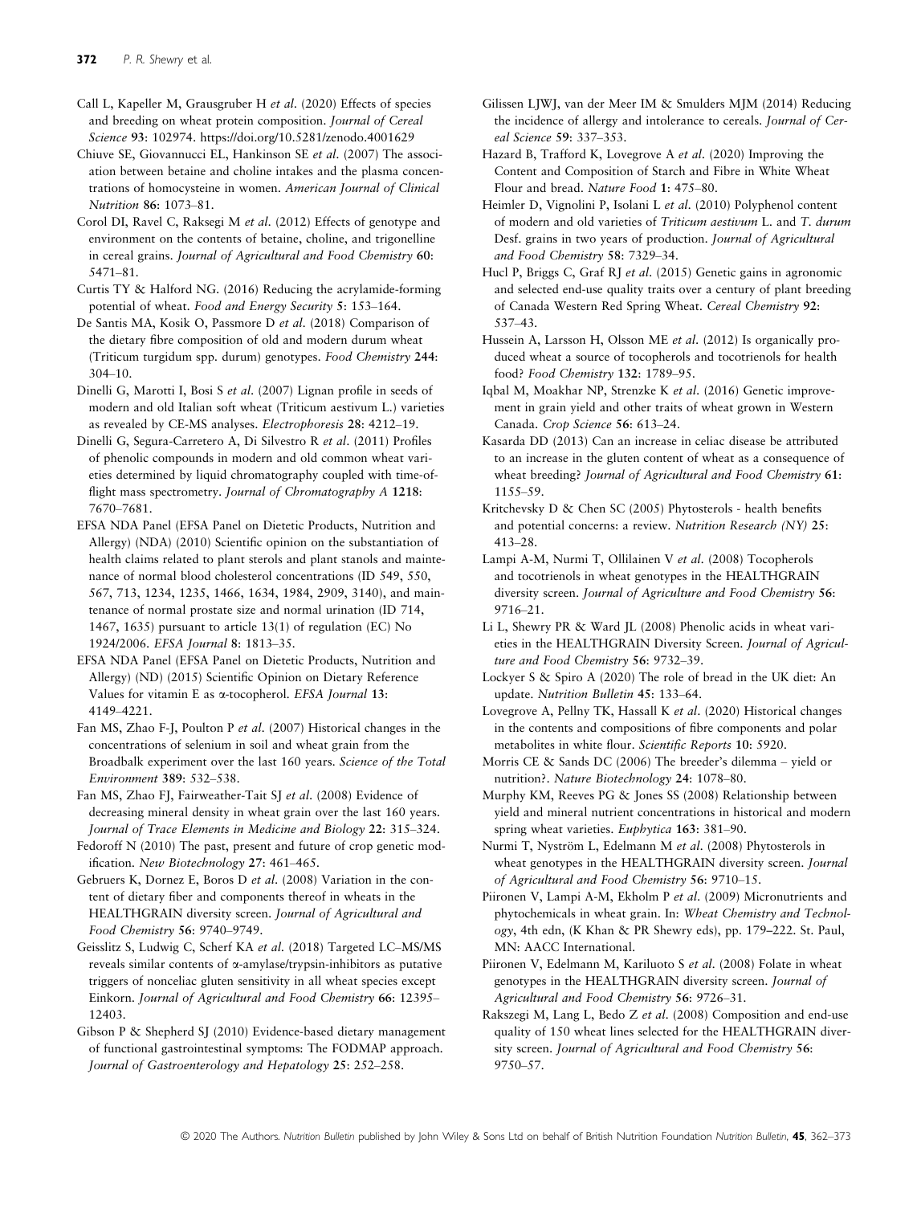Call L, Kapeller M, Grausgruber H *et al*. (2020) Effects of species and breeding on wheat protein composition. *Journal of Cereal Science* **93**: 102974. https://doi.org/10.5281/zenodo.4001629

Chiuve SE, Giovannucci EL, Hankinson SE *et al*. (2007) The association between betaine and choline intakes and the plasma concentrations of homocysteine in women. *American Journal of Clinical Nutrition* **86**: 1073–81.

Corol DI, Ravel C, Raksegi M *et al*. (2012) Effects of genotype and environment on the contents of betaine, choline, and trigonelline in cereal grains. *Journal of Agricultural and Food Chemistry* **60**: 5471–81.

Curtis TY & Halford NG. (2016) Reducing the acrylamide-forming potential of wheat. *Food and Energy Security* **5**: 153–164.

De Santis MA, Kosik O, Passmore D *et al*. (2018) Comparison of the dietary fibre composition of old and modern durum wheat (Triticum turgidum spp. durum) genotypes. *Food Chemistry* **244**: 304–10.

Dinelli G, Marotti I, Bosi S *et al*. (2007) Lignan profile in seeds of modern and old Italian soft wheat (Triticum aestivum L.) varieties as revealed by CE-MS analyses. *Electrophoresis* **28**: 4212–19.

Dinelli G, Segura-Carretero A, Di Silvestro R *et al*. (2011) Profiles of phenolic compounds in modern and old common wheat varieties determined by liquid chromatography coupled with time-of-flight mass spectrometry. *Journal of Chromatography A* **1218**: 7670–7681.

EFSA NDA Panel (EFSA Panel on Dietetic Products, Nutrition and Allergy) (NDA) (2010) Scientific opinion on the substantiation of health claims related to plant sterols and plant stanols and maintenance of normal blood cholesterol concentrations (ID 549, 550, 567, 713, 1234, 1235, 1466, 1634, 1984, 2909, 3140), and maintenance of normal prostate size and normal urination (ID 714, 1467, 1635) pursuant to article 13(1) of regulation (EC) No 1924/2006. *EFSA Journal* **8**: 1813–35.

EFSA NDA Panel (EFSA Panel on Dietetic Products, Nutrition and Allergy) (ND) (2015) Scientific Opinion on Dietary Reference Values for vitamin E as α-tocopherol. *EFSA Journal* **13**: 4149–4221.

Fan MS, Zhao F-J, Poulton P *et al*. (2007) Historical changes in the concentrations of selenium in soil and wheat grain from the Broadbalk experiment over the last 160 years. *Science of the Total Environment* **389**: 532–538.

Fan MS, Zhao FJ, Fairweather-Tait SJ *et al*. (2008) Evidence of decreasing mineral density in wheat grain over the last 160 years. *Journal of Trace Elements in Medicine and Biology* **22**: 315–324.

Fedoroff N (2010) The past, present and future of crop genetic modification. *New Biotechnology* **27**: 461–465.

Gebruers K, Dornez E, Boros D *et al*. (2008) Variation in the content of dietary fiber and components thereof in wheats in the HEALTHGRAIN diversity screen. *Journal of Agricultural and Food Chemistry* **56**: 9740–9749.

Geisslitz S, Ludwig C, Scherf KA *et al*. (2018) Targeted LC–MS/MS reveals similar contents of α-amylase/trypsin-inhibitors as putative triggers of nonceliac gluten sensitivity in all wheat species except Einkorn. *Journal of Agricultural and Food Chemistry* **66**: 12395–12403.

Gibson P & Shepherd SJ (2010) Evidence-based dietary management of functional gastrointestinal symptoms: The FODMAP approach. *Journal of Gastroenterology and Hepatology* **25**: 252–258.

Gilissen LJWJ, van der Meer IM & Smulders MJM (2014) Reducing the incidence of allergy and intolerance to cereals. *Journal of Cereal Science* **59**: 337–353.

Hazard B, Trafford K, Lovegrove A *et al*. (2020) Improving the Content and Composition of Starch and Fibre in White Wheat Flour and bread. *Nature Food* **1**: 475–80.

Heimler D, Vignolini P, Isolani L *et al*. (2010) Polyphenol content of modern and old varieties of *Triticum aestivum* L. and *T. durum* Desf. grains in two years of production. *Journal of Agricultural and Food Chemistry* **58**: 7329–34.

Hucl P, Briggs C, Graf RJ *et al*. (2015) Genetic gains in agronomic and selected end-use quality traits over a century of plant breeding of Canada Western Red Spring Wheat. *Cereal Chemistry* **92**: 537–43.

Hussein A, Larsson H, Olsson ME *et al*. (2012) Is organically produced wheat a source of tocopherols and tocotrienols for health food? *Food Chemistry* **132**: 1789–95.

Iqbal M, Moakhar NP, Strenzke K *et al*. (2016) Genetic improvement in grain yield and other traits of wheat grown in Western Canada. *Crop Science* **56**: 613–24.

Kasarda DD (2013) Can an increase in celiac disease be attributed to an increase in the gluten content of wheat as a consequence of wheat breeding? *Journal of Agricultural and Food Chemistry* **61**: 1155–59.

Kritchevsky D & Chen SC (2005) Phytosterols - health benefits and potential concerns: a review. *Nutrition Research (NY)* **25**: 413–28.

Lampi A-M, Nurmi T, Ollilainen V *et al*. (2008) Tocopherols and tocotrienols in wheat genotypes in the HEALTHGRAIN diversity screen. *Journal of Agriculture and Food Chemistry* **56**: 9716–21.

Li L, Shewry PR & Ward JL (2008) Phenolic acids in wheat varieties in the HEALTHGRAIN Diversity Screen. *Journal of Agriculture and Food Chemistry* **56**: 9732–39.

Lockyer S & Spiro A (2020) The role of bread in the UK diet: An update. *Nutrition Bulletin* **45**: 133–64.

Lovegrove A, Pellny TK, Hassall K *et al*. (2020) Historical changes in the contents and compositions of fibre components and polar metabolites in white flour. *Scientific Reports* **10**: 5920.

Morris CE & Sands DC (2006) The breeder's dilemma – yield or nutrition?. *Nature Biotechnology* **24**: 1078–80.

Murphy KM, Reeves PG & Jones SS (2008) Relationship between yield and mineral nutrient concentrations in historical and modern spring wheat varieties. *Euphytica* **163**: 381–90.

Nurmi T, Nyström L, Edelmann M *et al*. (2008) Phytosterols in wheat genotypes in the HEALTHGRAIN diversity screen. *Journal of Agricultural and Food Chemistry* **56**: 9710–15.

Piironen V, Lampi A-M, Ekholm P *et al*. (2009) Micronutrients and phytochemicals in wheat grain. In: *Wheat Chemistry and Technology*, 4th edn, (K Khan & PR Shewry eds), pp. 179–222. St. Paul, MN: AACC International.

Piironen V, Edelmann M, Kariluoto S *et al*. (2008) Folate in wheat genotypes in the HEALTHGRAIN diversity screen. *Journal of Agricultural and Food Chemistry* **56**: 9726–31.

Rakszegi M, Lang L, Bedo Z *et al*. (2008) Composition and end-use quality of 150 wheat lines selected for the HEALTHGRAIN diversity screen. *Journal of Agricultural and Food Chemistry* **56**: 9750–57.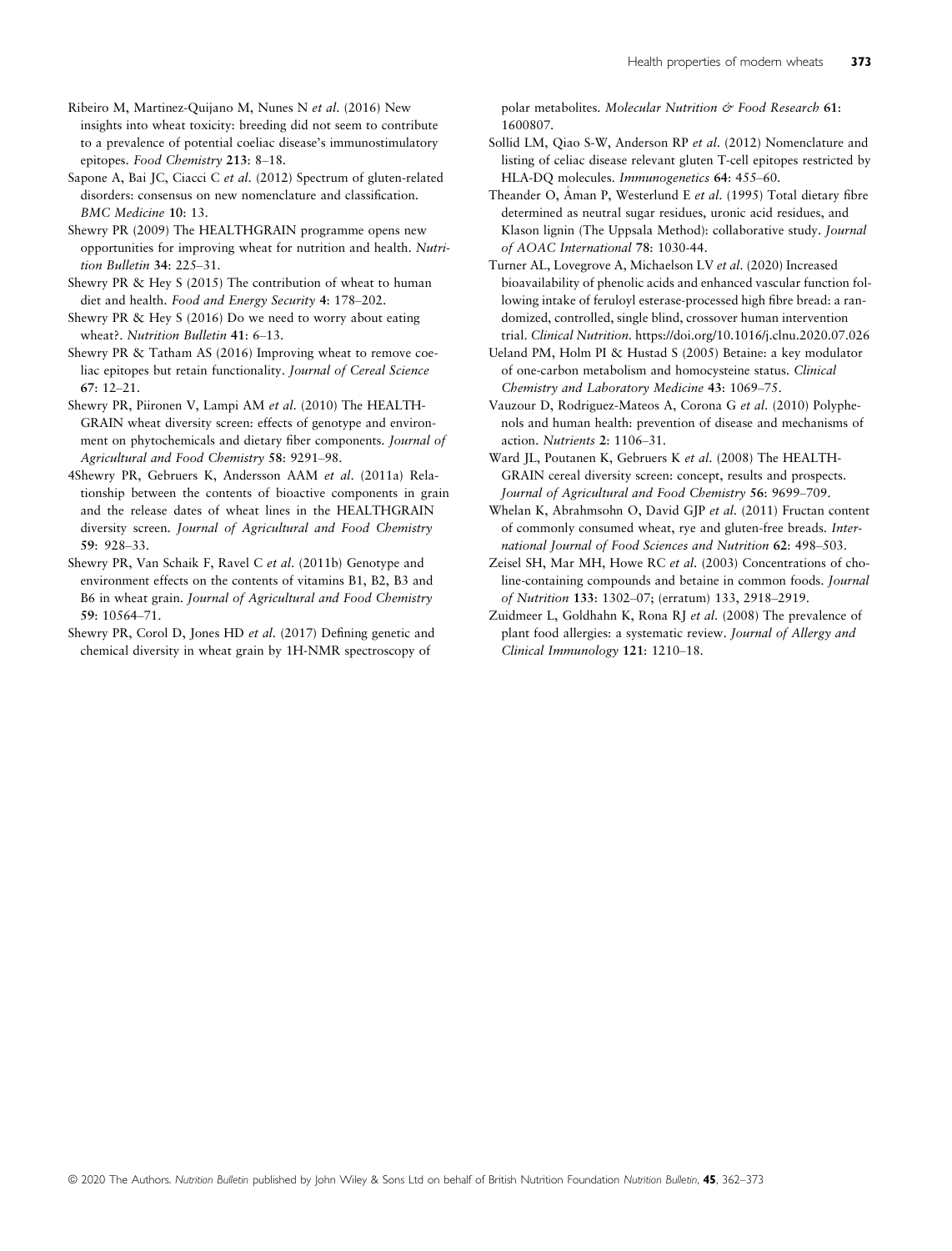Ribeiro M, Martinez-Quijano M, Nunes N *et al*. (2016) New insights into wheat toxicity: breeding did not seem to contribute to a prevalence of potential coeliac disease's immunostimulatory epitopes. *Food Chemistry* **213**: 8–18.

Sapone A, Bai JC, Ciacci C *et al*. (2012) Spectrum of gluten-related disorders: consensus on new nomenclature and classification. *BMC Medicine* **10**: 13.

Shewry PR (2009) The HEALTHGRAIN programme opens new opportunities for improving wheat for nutrition and health. *Nutrition Bulletin* **34**: 225–31.

Shewry PR & Hey S (2015) The contribution of wheat to human diet and health. *Food and Energy Security* **4**: 178–202.

Shewry PR & Hey S (2016) Do we need to worry about eating wheat?. *Nutrition Bulletin* **41**: 6–13.

Shewry PR & Tatham AS (2016) Improving wheat to remove coeliac epitopes but retain functionality. *Journal of Cereal Science* **67**: 12–21.

Shewry PR, Piironen V, Lampi AM *et al*. (2010) The HEALTHGRAIN wheat diversity screen: effects of genotype and environment on phytochemicals and dietary fiber components. *Journal of Agricultural and Food Chemistry* **58**: 9291–98.

4Shewry PR, Gebruers K, Andersson AAM *et al*. (2011a) Relationship between the contents of bioactive components in grain and the release dates of wheat lines in the HEALTHGRAIN diversity screen. *Journal of Agricultural and Food Chemistry* **59**: 928–33.

Shewry PR, Van Schaik F, Ravel C *et al*. (2011b) Genotype and environment effects on the contents of vitamins B1, B2, B3 and B6 in wheat grain. *Journal of Agricultural and Food Chemistry* **59**: 10564–71.

Shewry PR, Corol D, Jones HD *et al*. (2017) Defining genetic and chemical diversity in wheat grain by 1H-NMR spectroscopy of polar metabolites. *Molecular Nutrition & Food Research* **61**: 1600807.

Sollid LM, Qiao S-W, Anderson RP *et al*. (2012) Nomenclature and listing of celiac disease relevant gluten T-cell epitopes restricted by HLA-DQ molecules. *Immunogenetics* **64**: 455–60.

Theander O, Åman P, Westerlund E *et al*. (1995) Total dietary fibre determined as neutral sugar residues, uronic acid residues, and Klason lignin (The Uppsala Method): collaborative study. *Journal of AOAC International* **78**: 1030-44.

Turner AL, Lovegrove A, Michaelson LV *et al*. (2020) Increased bioavailability of phenolic acids and enhanced vascular function following intake of feruloyl esterase-processed high fibre bread: a randomized, controlled, single blind, crossover human intervention trial. *Clinical Nutrition*. https://doi.org/10.1016/j.clnu.2020.07.026

Ueland PM, Holm PI & Hustad S (2005) Betaine: a key modulator of one-carbon metabolism and homocysteine status. *Clinical Chemistry and Laboratory Medicine* **43**: 1069–75.

Vauzour D, Rodriguez-Mateos A, Corona G *et al*. (2010) Polyphenols and human health: prevention of disease and mechanisms of action. *Nutrients* **2**: 1106–31.

Ward JL, Poutanen K, Gebruers K *et al*. (2008) The HEALTHGRAIN cereal diversity screen: concept, results and prospects. *Journal of Agricultural and Food Chemistry* **56**: 9699–709.

Whelan K, Abrahmsohn O, David GJP *et al*. (2011) Fructan content of commonly consumed wheat, rye and gluten-free breads. *International Journal of Food Sciences and Nutrition* **62**: 498–503.

Zeisel SH, Mar MH, Howe RC *et al*. (2003) Concentrations of choline-containing compounds and betaine in common foods. *Journal of Nutrition* **133**: 1302–07; (erratum) 133, 2918–2919.

Zuidmeer L, Goldhahn K, Rona RJ *et al*. (2008) The prevalence of plant food allergies: a systematic review. *Journal of Allergy and Clinical Immunology* **121**: 1210–18.